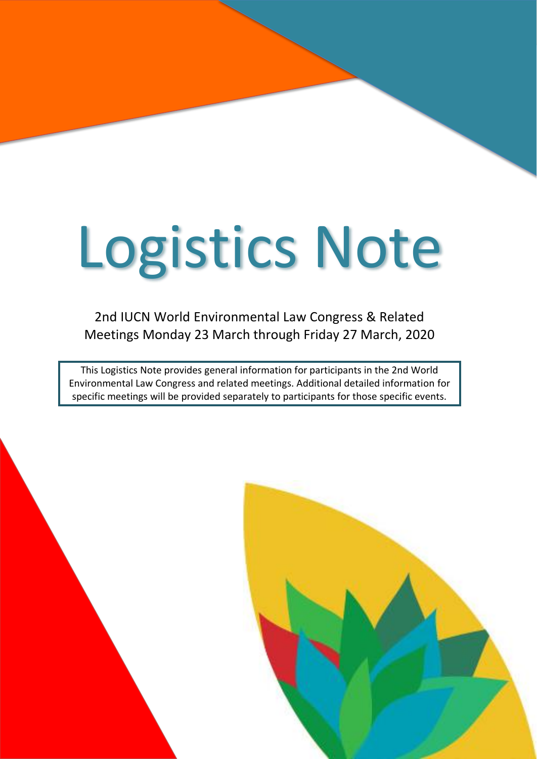# Logistics Note

2nd IUCN World Environmental Law Congress & Related Meetings Monday 23 March through Friday 27 March, 2020

This Logistics Note provides general information for participants in the 2nd World Environmental Law Congress and related meetings. Additional detailed information for specific meetings will be provided separately to participants for those specific events.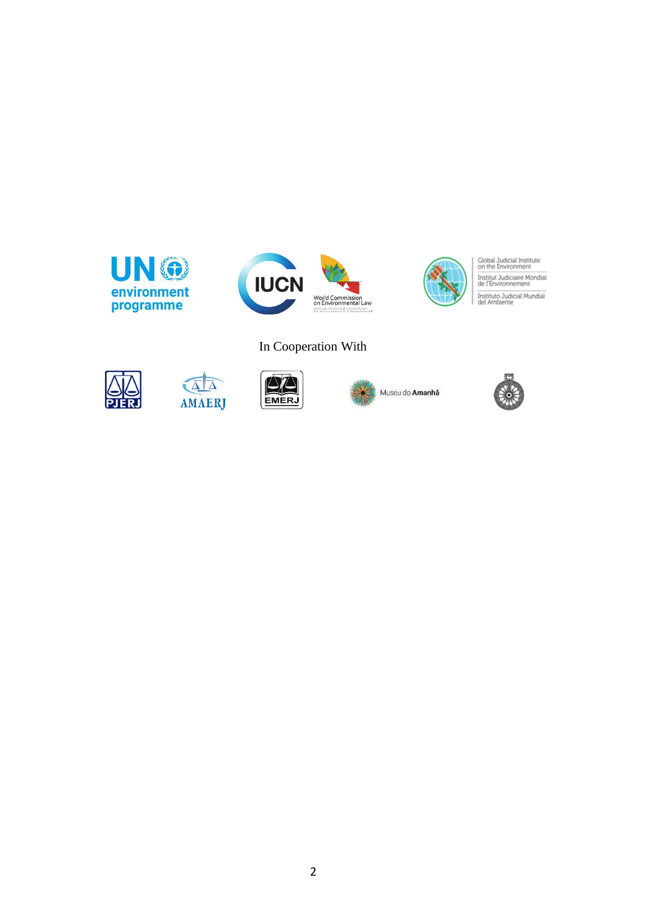UN environment programme

IUCN

World Commission on Environmental Law

Global Judicial Institute on the Environment
Institut Judiciaire Mondial de l'Environnement
Instituto Judicial Mundial del Ambiente

In Cooperation With

PJERJ

AMAERJ

EMERJ

Museu do Amanhã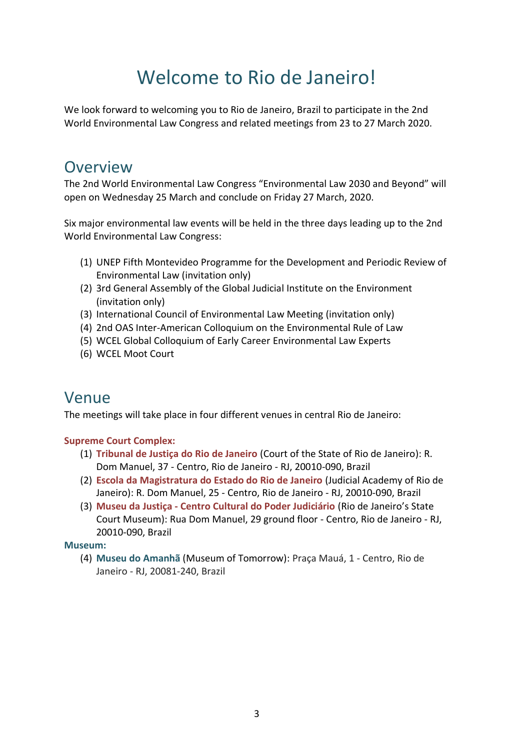# Welcome to Rio de Janeiro!

We look forward to welcoming you to Rio de Janeiro, Brazil to participate in the 2nd World Environmental Law Congress and related meetings from 23 to 27 March 2020.

## Overview

The 2nd World Environmental Law Congress "Environmental Law 2030 and Beyond" will open on Wednesday 25 March and conclude on Friday 27 March, 2020.

Six major environmental law events will be held in the three days leading up to the 2nd World Environmental Law Congress:

(1) UNEP Fifth Montevideo Programme for the Development and Periodic Review of Environmental Law (invitation only)
(2) 3rd General Assembly of the Global Judicial Institute on the Environment (invitation only)
(3) International Council of Environmental Law Meeting (invitation only)
(4) 2nd OAS Inter-American Colloquium on the Environmental Rule of Law
(5) WCEL Global Colloquium of Early Career Environmental Law Experts
(6) WCEL Moot Court

## Venue

The meetings will take place in four different venues in central Rio de Janeiro:

**Supreme Court Complex:**

(1) **Tribunal de Justiça do Rio de Janeiro** (Court of the State of Rio de Janeiro): R. Dom Manuel, 37 - Centro, Rio de Janeiro - RJ, 20010-090, Brazil
(2) **Escola da Magistratura do Estado do Rio de Janeiro** (Judicial Academy of Rio de Janeiro): R. Dom Manuel, 25 - Centro, Rio de Janeiro - RJ, 20010-090, Brazil
(3) **Museu da Justiça - Centro Cultural do Poder Judiciário** (Rio de Janeiro's State Court Museum): Rua Dom Manuel, 29 ground floor - Centro, Rio de Janeiro - RJ, 20010-090, Brazil

**Museum:**

(4) **Museu do Amanhã** (Museum of Tomorrow): Praça Mauá, 1 - Centro, Rio de Janeiro - RJ, 20081-240, Brazil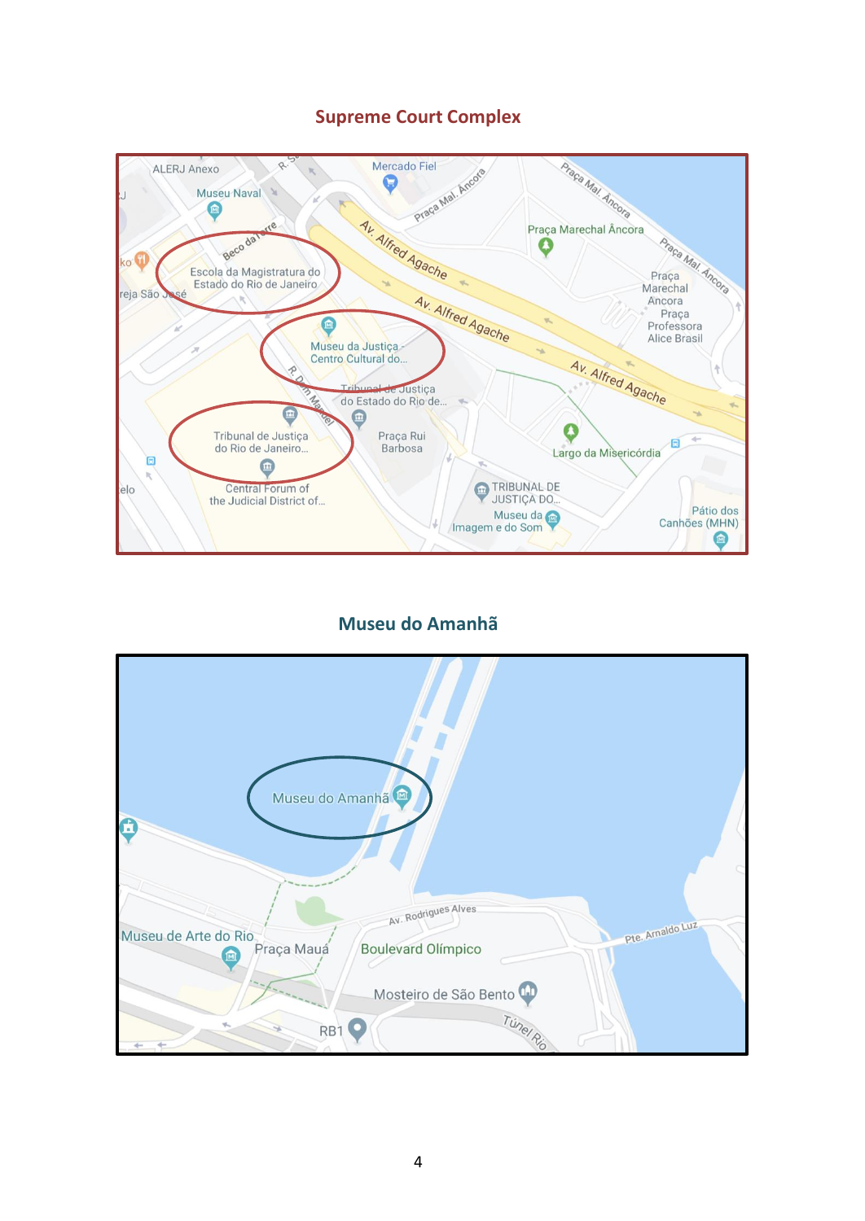## Supreme Court Complex

## Museu do Amanhã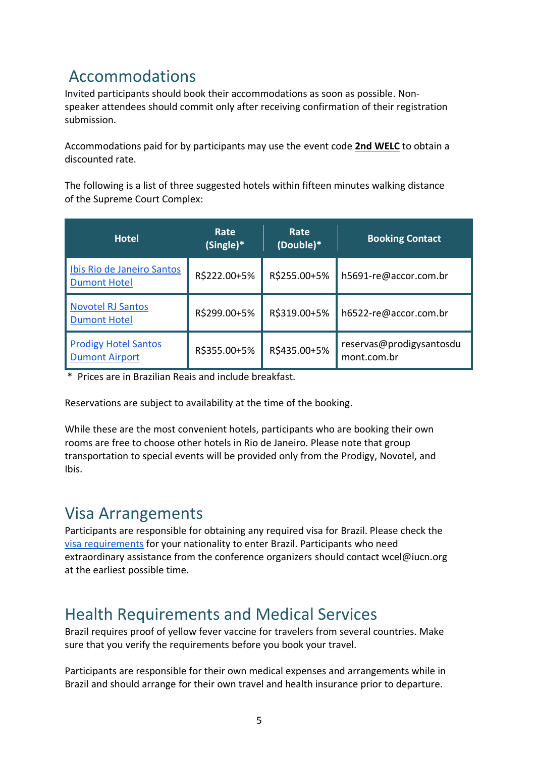## Accommodations

Invited participants should book their accommodations as soon as possible. Non-speaker attendees should commit only after receiving confirmation of their registration submission.

Accommodations paid for by participants may use the event code **2nd WELC** to obtain a discounted rate.

The following is a list of three suggested hotels within fifteen minutes walking distance of the Supreme Court Complex:

| Hotel | Rate (Single)* | Rate (Double)* | Booking Contact |
| --- | --- | --- | --- |
| Ibis Rio de Janeiro Santos Dumont Hotel | R$222.00+5% | R$255.00+5% | h5691-re@accor.com.br |
| Novotel RJ Santos Dumont Hotel | R$299.00+5% | R$319.00+5% | h6522-re@accor.com.br |
| Prodigy Hotel Santos Dumont Airport | R$355.00+5% | R$435.00+5% | reservas@prodigysantosdumont.com.br |

\* Prices are in Brazilian Reais and include breakfast.

Reservations are subject to availability at the time of the booking.

While these are the most convenient hotels, participants who are booking their own rooms are free to choose other hotels in Rio de Janeiro. Please note that group transportation to special events will be provided only from the Prodigy, Novotel, and Ibis.

## Visa Arrangements

Participants are responsible for obtaining any required visa for Brazil. Please check the visa requirements for your nationality to enter Brazil. Participants who need extraordinary assistance from the conference organizers should contact wcel@iucn.org at the earliest possible time.

## Health Requirements and Medical Services

Brazil requires proof of yellow fever vaccine for travelers from several countries. Make sure that you verify the requirements before you book your travel.

Participants are responsible for their own medical expenses and arrangements while in Brazil and should arrange for their own travel and health insurance prior to departure.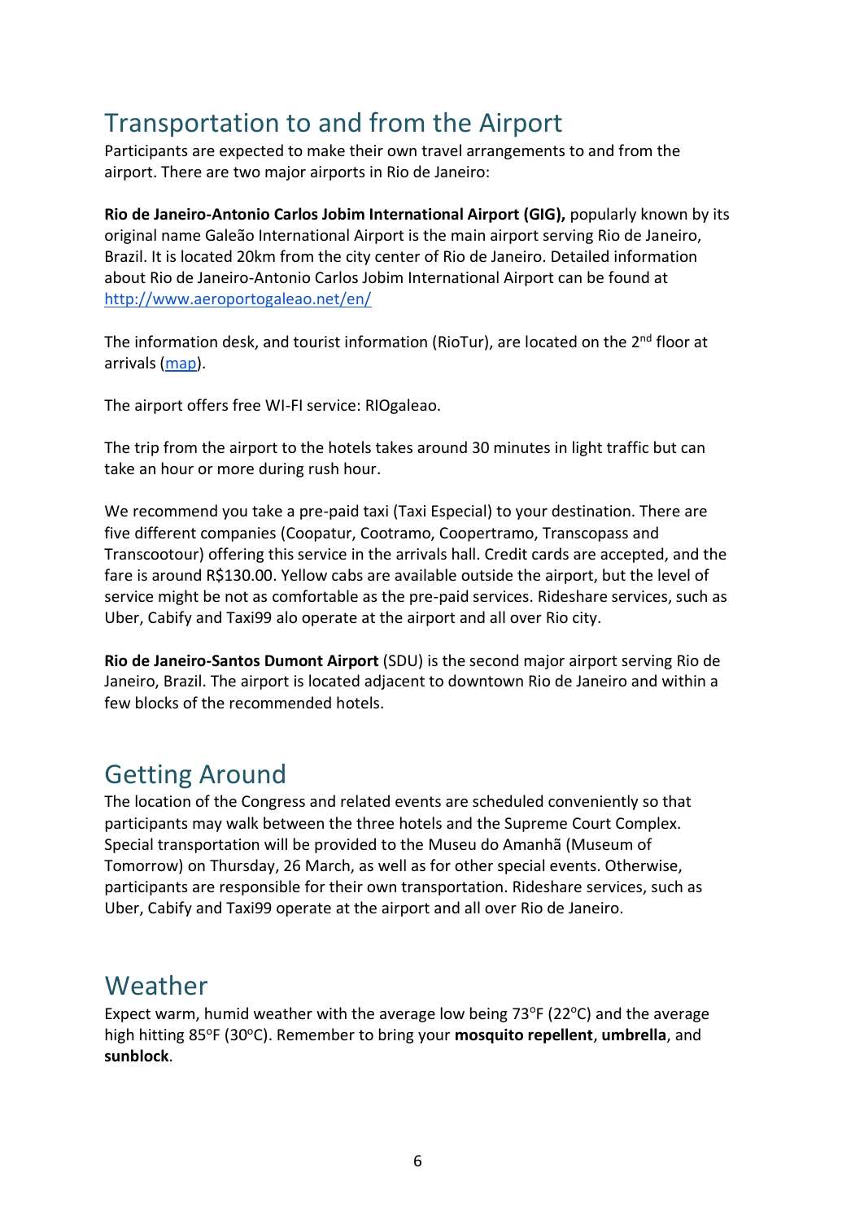## Transportation to and from the Airport

Participants are expected to make their own travel arrangements to and from the airport. There are two major airports in Rio de Janeiro:

**Rio de Janeiro-Antonio Carlos Jobim International Airport (GIG),** popularly known by its original name Galeão International Airport is the main airport serving Rio de Janeiro, Brazil. It is located 20km from the city center of Rio de Janeiro. Detailed information about Rio de Janeiro-Antonio Carlos Jobim International Airport can be found at [http://www.aeroportogaleao.net/en/](http://www.aeroportogaleao.net/en/)

The information desk, and tourist information (RioTur), are located on the 2nd floor at arrivals (map).

The airport offers free WI-FI service: RIOgaleao.

The trip from the airport to the hotels takes around 30 minutes in light traffic but can take an hour or more during rush hour.

We recommend you take a pre-paid taxi (Taxi Especial) to your destination. There are five different companies (Coopatur, Cootramo, Coopertramo, Transcopass and Transcootour) offering this service in the arrivals hall. Credit cards are accepted, and the fare is around R$130.00. Yellow cabs are available outside the airport, but the level of service might be not as comfortable as the pre-paid services. Rideshare services, such as Uber, Cabify and Taxi99 alo operate at the airport and all over Rio city.

**Rio de Janeiro-Santos Dumont Airport** (SDU) is the second major airport serving Rio de Janeiro, Brazil. The airport is located adjacent to downtown Rio de Janeiro and within a few blocks of the recommended hotels.

## Getting Around

The location of the Congress and related events are scheduled conveniently so that participants may walk between the three hotels and the Supreme Court Complex. Special transportation will be provided to the Museu do Amanhã (Museum of Tomorrow) on Thursday, 26 March, as well as for other special events. Otherwise, participants are responsible for their own transportation. Rideshare services, such as Uber, Cabify and Taxi99 operate at the airport and all over Rio de Janeiro.

## Weather

Expect warm, humid weather with the average low being 73°F (22°C) and the average high hitting 85°F (30°C). Remember to bring your **mosquito repellent**, **umbrella**, and **sunblock**.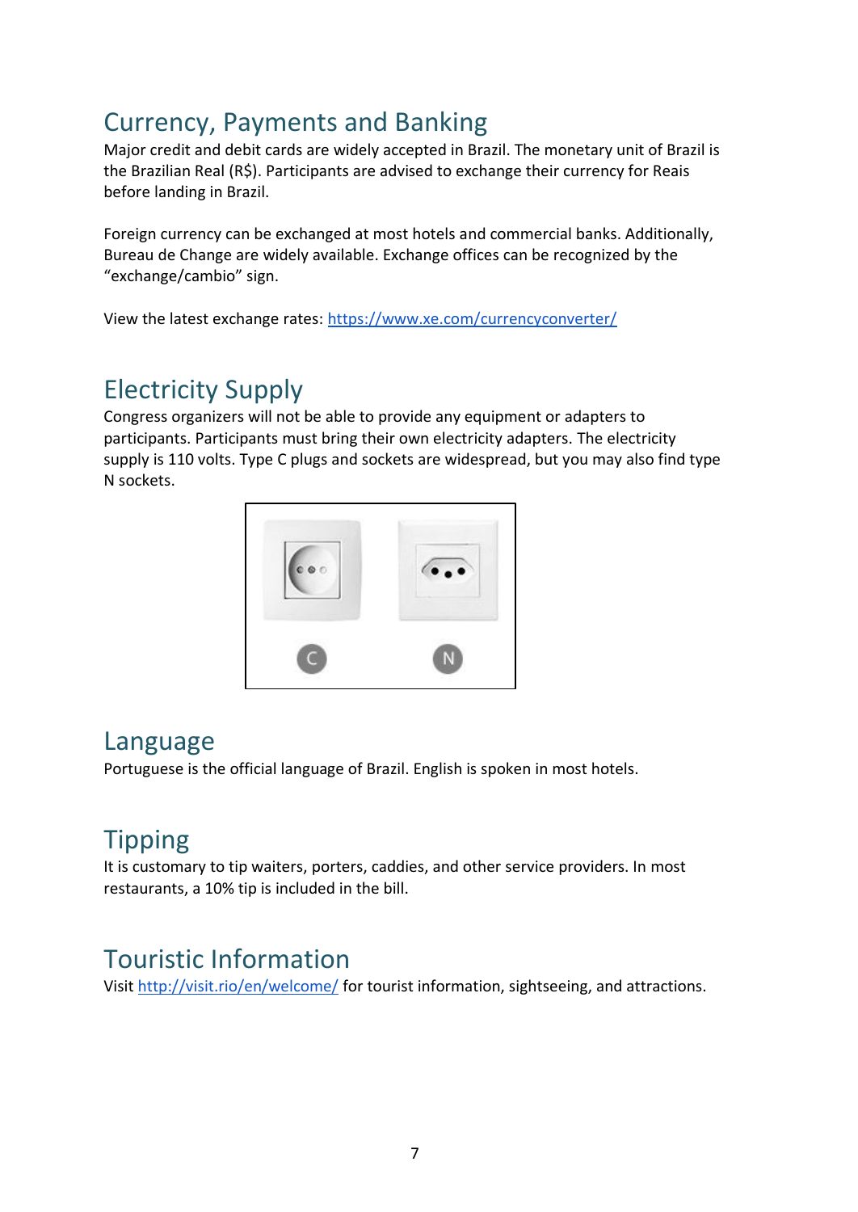## Currency, Payments and Banking

Major credit and debit cards are widely accepted in Brazil. The monetary unit of Brazil is the Brazilian Real (R$). Participants are advised to exchange their currency for Reais before landing in Brazil.

Foreign currency can be exchanged at most hotels and commercial banks. Additionally, Bureau de Change are widely available. Exchange offices can be recognized by the "exchange/cambio" sign.

View the latest exchange rates: https://www.xe.com/currencyconverter/

## Electricity Supply

Congress organizers will not be able to provide any equipment or adapters to participants. Participants must bring their own electricity adapters. The electricity supply is 110 volts. Type C plugs and sockets are widespread, but you may also find type N sockets.

C N

## Language

Portuguese is the official language of Brazil. English is spoken in most hotels.

## Tipping

It is customary to tip waiters, porters, caddies, and other service providers. In most restaurants, a 10% tip is included in the bill.

## Touristic Information

Visit http://visit.rio/en/welcome/ for tourist information, sightseeing, and attractions.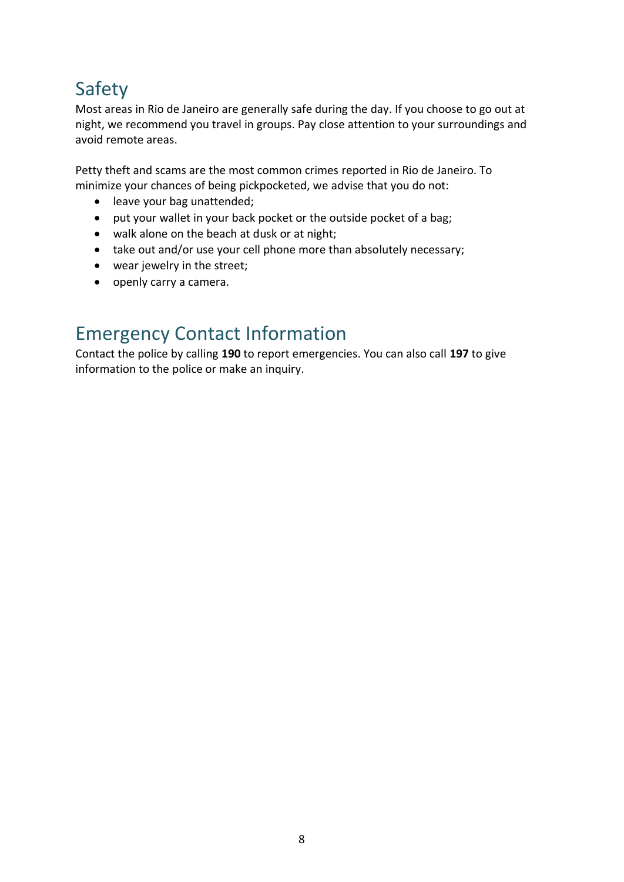## Safety

Most areas in Rio de Janeiro are generally safe during the day. If you choose to go out at night, we recommend you travel in groups. Pay close attention to your surroundings and avoid remote areas.

Petty theft and scams are the most common crimes reported in Rio de Janeiro. To minimize your chances of being pickpocketed, we advise that you do not:

- leave your bag unattended;
- put your wallet in your back pocket or the outside pocket of a bag;
- walk alone on the beach at dusk or at night;
- take out and/or use your cell phone more than absolutely necessary;
- wear jewelry in the street;
- openly carry a camera.

## Emergency Contact Information

Contact the police by calling **190** to report emergencies. You can also call **197** to give information to the police or make an inquiry.